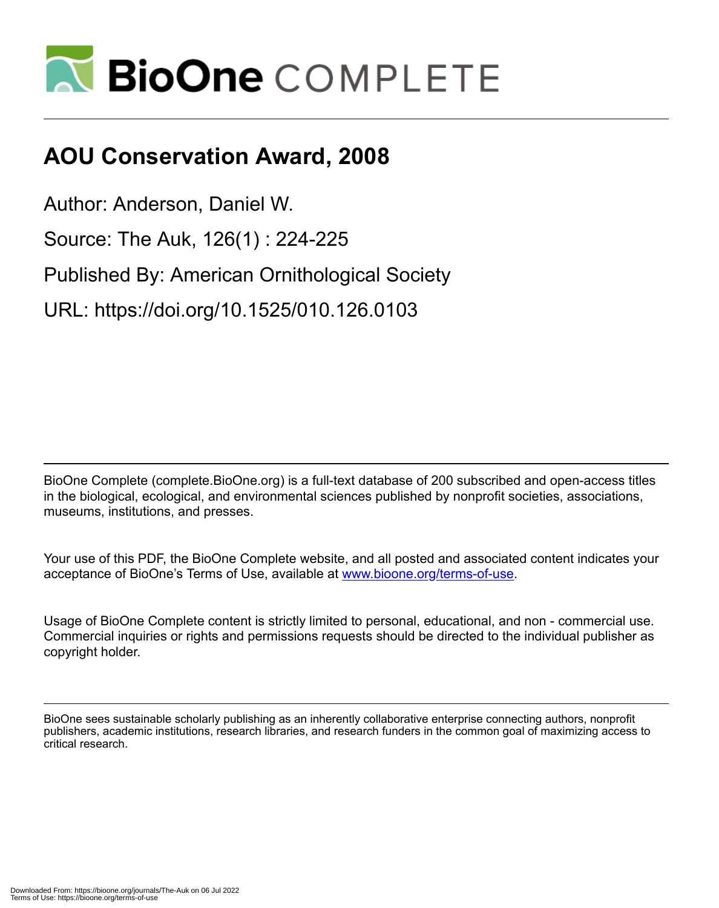# AOU Conservation Award, 2008

Author: Anderson, Daniel W.

Source: The Auk, 126(1) : 224-225

Published By: American Ornithological Society

URL: https://doi.org/10.1525/010.126.0103

BioOne Complete (complete.BioOne.org) is a full-text database of 200 subscribed and open-access titles in the biological, ecological, and environmental sciences published by nonprofit societies, associations, museums, institutions, and presses.

Your use of this PDF, the BioOne Complete website, and all posted and associated content indicates your acceptance of BioOne's Terms of Use, available at www.bioone.org/terms-of-use.

Usage of BioOne Complete content is strictly limited to personal, educational, and non - commercial use. Commercial inquiries or rights and permissions requests should be directed to the individual publisher as copyright holder.

BioOne sees sustainable scholarly publishing as an inherently collaborative enterprise connecting authors, nonprofit publishers, academic institutions, research libraries, and research funders in the common goal of maximizing access to critical research.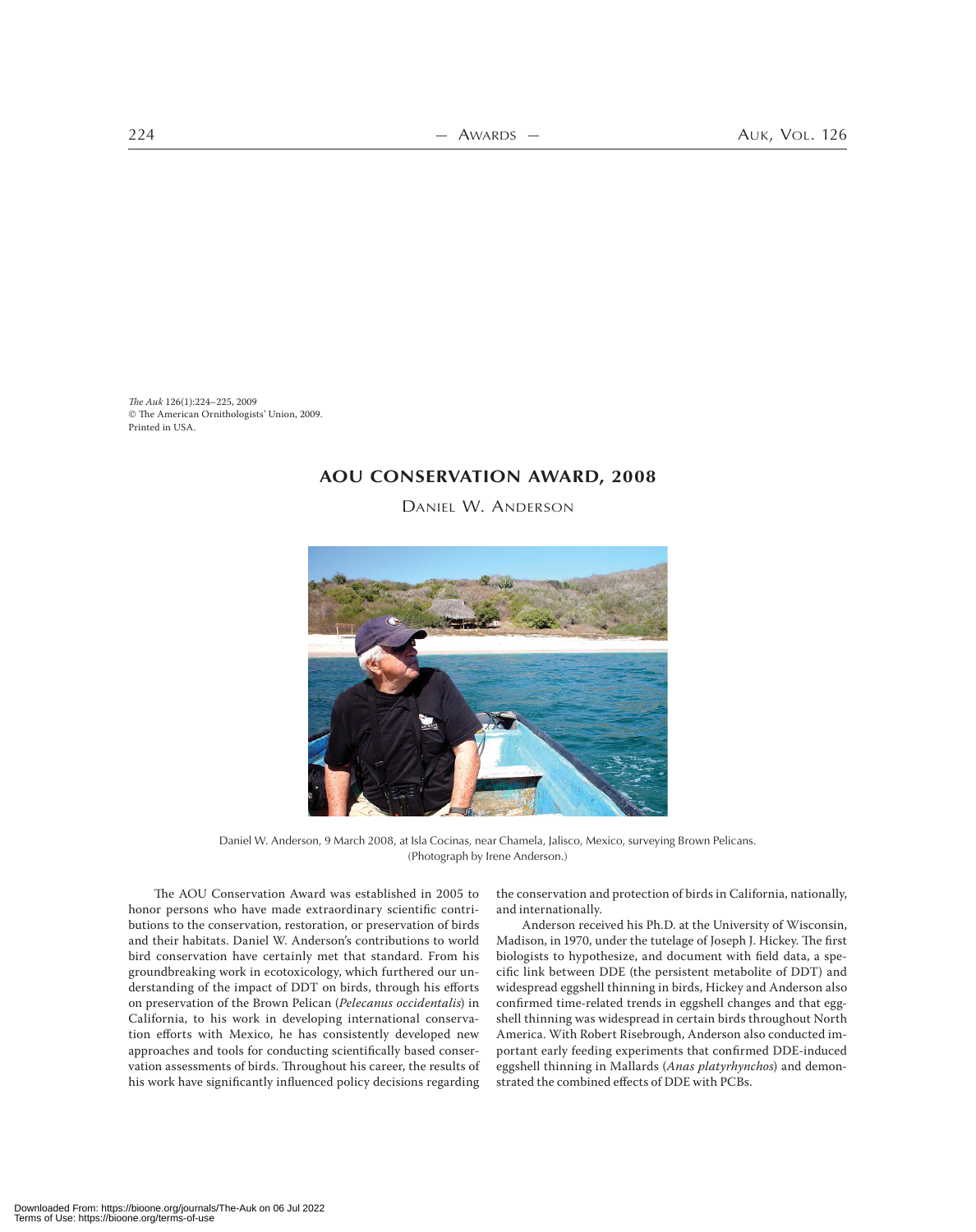*The Auk* 126(1):224–225, 2009
© The American Ornithologists' Union, 2009.
Printed in USA.

# AOU CONSERVATION AWARD, 2008

## Daniel W. Anderson

Daniel W. Anderson, 9 March 2008, at Isla Cocinas, near Chamela, Jalisco, Mexico, surveying Brown Pelicans. (Photograph by Irene Anderson.)

The AOU Conservation Award was established in 2005 to honor persons who have made extraordinary scientific contributions to the conservation, restoration, or preservation of birds and their habitats. Daniel W. Anderson's contributions to world bird conservation have certainly met that standard. From his groundbreaking work in ecotoxicology, which furthered our understanding of the impact of DDT on birds, through his efforts on preservation of the Brown Pelican (*Pelecanus occidentalis*) in California, to his work in developing international conservation efforts with Mexico, he has consistently developed new approaches and tools for conducting scientifically based conservation assessments of birds. Throughout his career, the results of his work have significantly influenced policy decisions regarding the conservation and protection of birds in California, nationally, and internationally.

Anderson received his Ph.D. at the University of Wisconsin, Madison, in 1970, under the tutelage of Joseph J. Hickey. The first biologists to hypothesize, and document with field data, a specific link between DDE (the persistent metabolite of DDT) and widespread eggshell thinning in birds, Hickey and Anderson also confirmed time-related trends in eggshell changes and that eggshell thinning was widespread in certain birds throughout North America. With Robert Risebrough, Anderson also conducted important early feeding experiments that confirmed DDE-induced eggshell thinning in Mallards (*Anas platyrhynchos*) and demonstrated the combined effects of DDE with PCBs.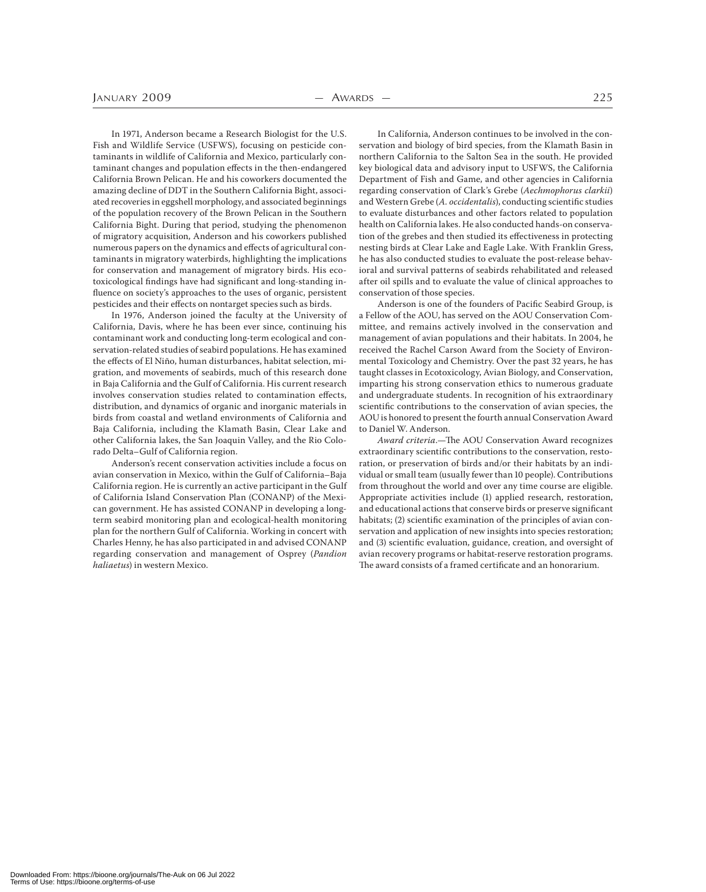In 1971, Anderson became a Research Biologist for the U.S. Fish and Wildlife Service (USFWS), focusing on pesticide contaminants in wildlife of California and Mexico, particularly contaminant changes and population effects in the then-endangered California Brown Pelican. He and his coworkers documented the amazing decline of DDT in the Southern California Bight, associated recoveries in eggshell morphology, and associated beginnings of the population recovery of the Brown Pelican in the Southern California Bight. During that period, studying the phenomenon of migratory acquisition, Anderson and his coworkers published numerous papers on the dynamics and effects of agricultural contaminants in migratory waterbirds, highlighting the implications for conservation and management of migratory birds. His ecotoxicological findings have had significant and long-standing influence on society's approaches to the uses of organic, persistent pesticides and their effects on nontarget species such as birds.

In 1976, Anderson joined the faculty at the University of California, Davis, where he has been ever since, continuing his contaminant work and conducting long-term ecological and conservation-related studies of seabird populations. He has examined the effects of El Niño, human disturbances, habitat selection, migration, and movements of seabirds, much of this research done in Baja California and the Gulf of California. His current research involves conservation studies related to contamination effects, distribution, and dynamics of organic and inorganic materials in birds from coastal and wetland environments of California and Baja California, including the Klamath Basin, Clear Lake and other California lakes, the San Joaquin Valley, and the Rio Colorado Delta–Gulf of California region.

Anderson's recent conservation activities include a focus on avian conservation in Mexico, within the Gulf of California–Baja California region. He is currently an active participant in the Gulf of California Island Conservation Plan (CONANP) of the Mexican government. He has assisted CONANP in developing a long-term seabird monitoring plan and ecological-health monitoring plan for the northern Gulf of California. Working in concert with Charles Henny, he has also participated in and advised CONANP regarding conservation and management of Osprey (*Pandion haliaetus*) in western Mexico.

In California, Anderson continues to be involved in the conservation and biology of bird species, from the Klamath Basin in northern California to the Salton Sea in the south. He provided key biological data and advisory input to USFWS, the California Department of Fish and Game, and other agencies in California regarding conservation of Clark's Grebe (*Aechmophorus clarkii*) and Western Grebe (*A. occidentalis*), conducting scientific studies to evaluate disturbances and other factors related to population health on California lakes. He also conducted hands-on conservation of the grebes and then studied its effectiveness in protecting nesting birds at Clear Lake and Eagle Lake. With Franklin Gress, he has also conducted studies to evaluate the post-release behavioral and survival patterns of seabirds rehabilitated and released after oil spills and to evaluate the value of clinical approaches to conservation of those species.

Anderson is one of the founders of Pacific Seabird Group, is a Fellow of the AOU, has served on the AOU Conservation Committee, and remains actively involved in the conservation and management of avian populations and their habitats. In 2004, he received the Rachel Carson Award from the Society of Environmental Toxicology and Chemistry. Over the past 32 years, he has taught classes in Ecotoxicology, Avian Biology, and Conservation, imparting his strong conservation ethics to numerous graduate and undergraduate students. In recognition of his extraordinary scientific contributions to the conservation of avian species, the AOU is honored to present the fourth annual Conservation Award to Daniel W. Anderson.

*Award criteria*.—The AOU Conservation Award recognizes extraordinary scientific contributions to the conservation, restoration, or preservation of birds and/or their habitats by an individual or small team (usually fewer than 10 people). Contributions from throughout the world and over any time course are eligible. Appropriate activities include (1) applied research, restoration, and educational actions that conserve birds or preserve significant habitats; (2) scientific examination of the principles of avian conservation and application of new insights into species restoration; and (3) scientific evaluation, guidance, creation, and oversight of avian recovery programs or habitat-reserve restoration programs. The award consists of a framed certificate and an honorarium.